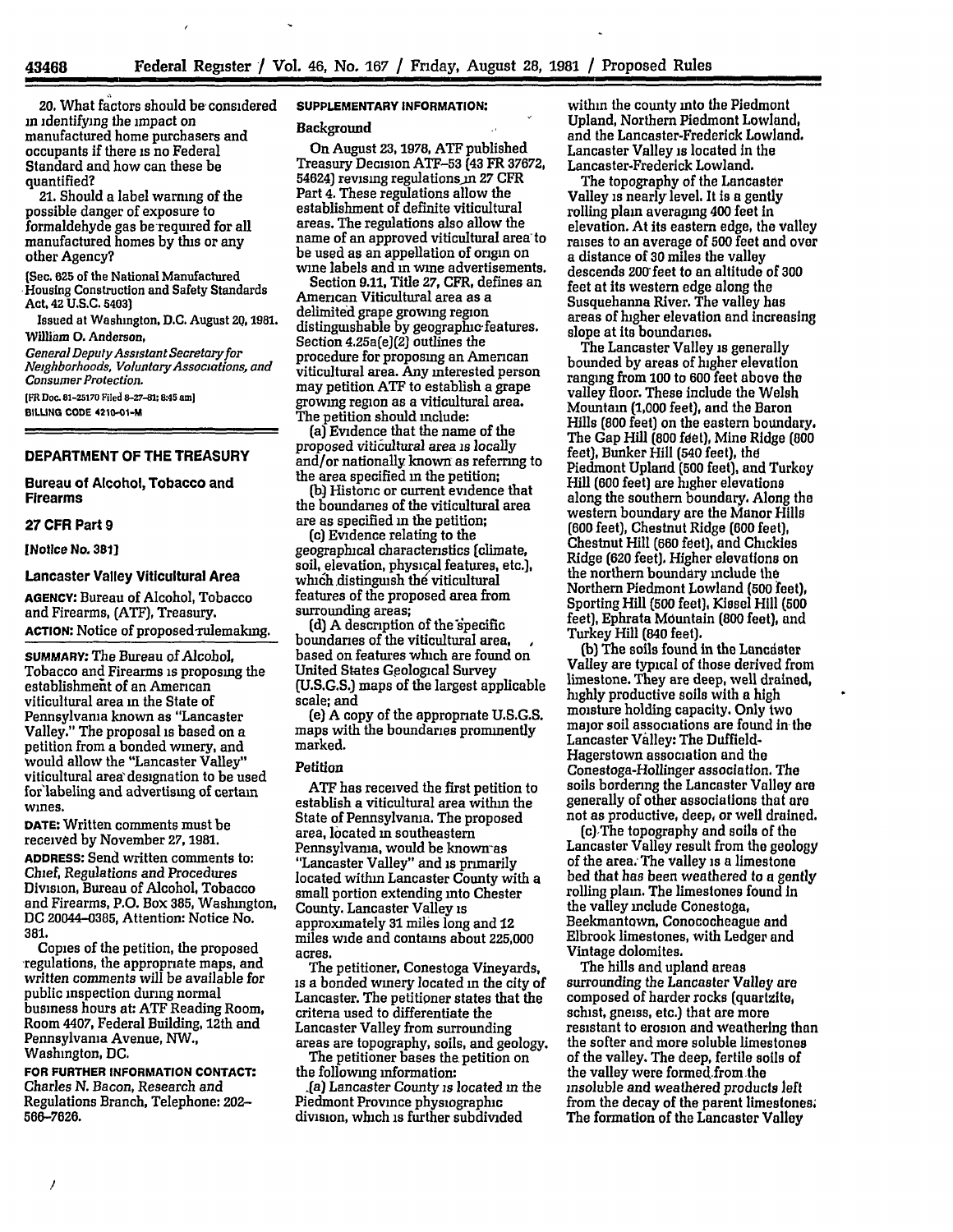20. What factors should be considered in identifying the impact on manufactured home purchasers and occupants if there is no Federal Standard and how can these be quantified?

21. Should a label warning of the possible danger of exposure to formaldehyde gas be required for all manufactured homes by this or any other Agency?

(Sec. 625 of the National Manufactured Housing Construction and Safety Standards Act, 42 U.S.C. 5403)

Issued at Washington, D.C. August 20, 1981.

William O. Anderson,

*General Deputy Assistant Secretary for Neighborhoods, Voluntary Associations, and Consumer Protection.*

[FR Doc. 81-25170 Filed 8-27-81; 8:45 am]

BILLING CODE 4210-01-M

## DEPARTMENT OF THE TREASURY

### Bureau of Alcohol, Tobacco and Firearms

### 27 CFR Part 9

**[Notice No. 381]**

### Lancaster Valley Viticultural Area

**AGENCY:** Bureau of Alcohol, Tobacco and Firearms, (ATF), Treasury.

**ACTION:** Notice of proposed rulemaking.

**SUMMARY:** The Bureau of Alcohol, Tobacco and Firearms is proposing the establishment of an American viticultural area in the State of Pennsylvania known as "Lancaster Valley." The proposal is based on a petition from a bonded winery, and would allow the "Lancaster Valley" viticultural area designation to be used for labeling and advertising of certain wines.

**DATE:** Written comments must be received by November 27, 1981.

**ADDRESS:** Send written comments to: Chief, Regulations and Procedures Division, Bureau of Alcohol, Tobacco and Firearms, P.O. Box 385, Washington, DC 20044-0385, Attention: Notice No. 381.

Copies of the petition, the proposed regulations, the appropriate maps, and written comments will be available for public inspection during normal business hours at: ATF Reading Room, Room 4407, Federal Building, 12th and Pennsylvania Avenue, NW., Washington, DC.

**FOR FURTHER INFORMATION CONTACT:** Charles N. Bacon, Research and Regulations Branch, Telephone: 202-566-7626.

**SUPPLEMENTARY INFORMATION:**

#### Background

On August 23, 1978, ATF published Treasury Decision ATF-53 (43 FR 37672, 54624) revising regulations in 27 CFR Part 4. These regulations allow the establishment of definite viticultural areas. The regulations also allow the name of an approved viticultural area to be used as an appellation of origin on wine labels and in wine advertisements.

Section 9.11, Title 27, CFR, defines an American Viticultural area as a delimited grape growing region distinguishable by geographic features. Section 4.25a(e)(2) outlines the procedure for proposing an American viticultural area. Any interested person may petition ATF to establish a grape growing region as a viticultural area. The petition should include:

(a) Evidence that the name of the proposed viticultural area is locally and/or nationally known as referring to the area specified in the petition;

(b) Historic or current evidence that the boundaries of the viticultural area are as specified in the petition;

(c) Evidence relating to the geographical characteristics (climate, soil, elevation, physical features, etc.), which distinguish the viticultural features of the proposed area from surrounding areas;

(d) A description of the specific boundaries of the viticultural area, based on features which are found on United States Geological Survey (U.S.G.S.) maps of the largest applicable scale; and

(e) A copy of the appropriate U.S.G.S. maps with the boundaries prominently marked.

#### Petition

ATF has received the first petition to establish a viticultural area within the State of Pennsylvania. The proposed area, located in southeastern Pennsylvania, would be known as "Lancaster Valley" and is primarily located within Lancaster County with a small portion extending into Chester County. Lancaster Valley is approximately 31 miles long and 12 miles wide and contains about 225,000 acres.

The petitioner, Conestoga Vineyards, is a bonded winery located in the city of Lancaster. The petitioner states that the criteria used to differentiate the Lancaster Valley from surrounding areas are topography, soils, and geology.

The petitioner bases the petition on the following information:

(a) Lancaster County is located in the Piedmont Province physiographic division, which is further subdivided within the county into the Piedmont Upland, Northern Piedmont Lowland, and the Lancaster-Frederick Lowland. Lancaster Valley is located in the Lancaster-Frederick Lowland.

The topography of the Lancaster Valley is nearly level. It is a gently rolling plain averaging 400 feet in elevation. At its eastern edge, the valley raises to an average of 500 feet and over a distance of 30 miles the valley descends 200 feet to an altitude of 300 feet at its western edge along the Susquehanna River. The valley has areas of higher elevation and increasing slope at its boundaries.

The Lancaster Valley is generally bounded by areas of higher elevation ranging from 100 to 600 feet above the valley floor. These include the Welsh Mountain (1,000 feet), and the Baron Hills (800 feet) on the eastern boundary. The Gap Hill (800 feet), Mine Ridge (800 feet), Bunker Hill (540 feet), the Piedmont Upland (500 feet), and Turkey Hill (600 feet) are higher elevations along the southern boundary. Along the western boundary are the Manor Hills (600 feet), Chestnut Ridge (600 feet), Chestnut Hill (660 feet), and Chickies Ridge (620 feet). Higher elevations on the northern boundary include the Northern Piedmont Lowland (500 feet), Sporting Hill (500 feet), Kissel Hill (500 feet), Ephrata Mountain (800 feet), and Turkey Hill (840 feet).

(b) The soils found in the Lancaster Valley are typical of those derived from limestone. They are deep, well drained, highly productive soils with a high moisture holding capacity. Only two major soil associations are found in the Lancaster Valley: The Duffield-Hagerstown association and the Conestoga-Hollinger association. The soils bordering the Lancaster Valley are generally of other associations that are not as productive, deep, or well drained.

(c) The topography and soils of the Lancaster Valley result from the geology of the area. The valley is a limestone bed that has been weathered to a gently rolling plain. The limestones found in the valley include Conestoga, Beekmantown, Conococheague and Elbrook limestones, with Ledger and Vintage dolomites.

The hills and upland areas surrounding the Lancaster Valley are composed of harder rocks (quartzite, schist, gneiss, etc.) that are more resistant to erosion and weathering than the softer and more soluble limestones of the valley. The deep, fertile soils of the valley were formed from the insoluble and weathered products left from the decay of the parent limestones. The formation of the Lancaster Valley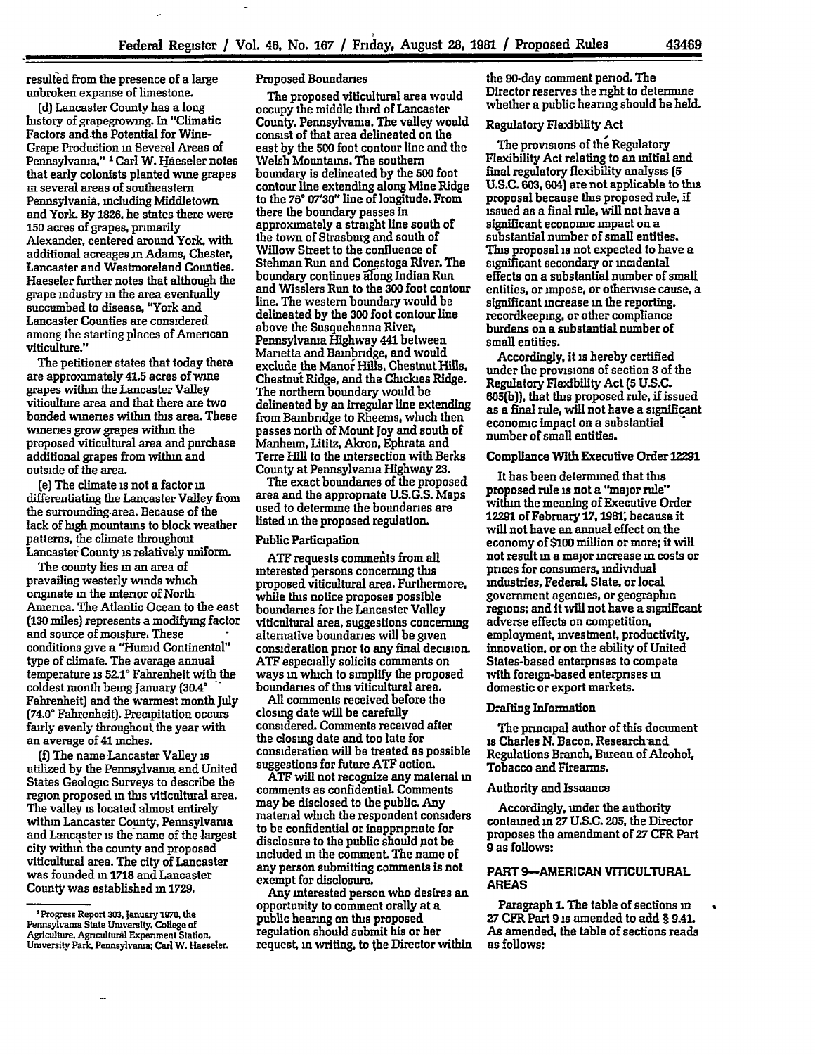resulted from the presence of a large unbroken expanse of limestone.

(d) Lancaster County has a long history of grapegrowing. In "Climatic Factors and the Potential for Wine-Grape Production in Several Areas of Pennsylvania," [1] Carl W. Haeseler notes that early colonists planted wine grapes in several areas of southeastern Pennsylvania, including Middletown and York. By 1826, he states there were 150 acres of grapes, primarily Alexander, centered around York, with additional acreages in Adams, Chester, Lancaster and Westmoreland Counties. Haeseler further notes that although the grape industry in the area eventually succumbed to disease, "York and Lancaster Counties are considered among the starting places of American viticulture."

The petitioner states that today there are approximately 41.5 acres of wine grapes within the Lancaster Valley viticulture area and that there are two bonded wineries within this area. These wineries grow grapes within the proposed viticultural area and purchase additional grapes from within and outside of the area.

(e) The climate is not a factor in differentiating the Lancaster Valley from the surrounding area. Because of the lack of high mountains to block weather patterns, the climate throughout Lancaster County is relatively uniform.

The county lies in an area of prevailing westerly winds which originate in the interior of North America. The Atlantic Ocean to the east (130 miles) represents a modifying factor and source of moisture. These conditions give a "Humid Continental" type of climate. The average annual temperature is 52.1° Fahrenheit with the coldest month being January (30.4° Fahrenheit) and the warmest month July (74.0° Fahrenheit). Precipitation occurs fairly evenly throughout the year with an average of 41 inches.

(f) The name Lancaster Valley is utilized by the Pennsylvania and United States Geologic Surveys to describe the region proposed in this viticultural area. The valley is located almost entirely within Lancaster County, Pennsylvania and Lancaster is the name of the largest city within the county and proposed viticultural area. The city of Lancaster was founded in 1718 and Lancaster County was established in 1729.

[1] Progress Report 303, January 1970, the Pennsylvania State University, College of Agriculture, Agricultural Experiment Station, University Park, Pennsylvania; Carl W. Haeseler.

### Proposed Boundaries

The proposed viticultural area would occupy the middle third of Lancaster County, Pennsylvania. The valley would consist of that area delineated on the east by the 500 foot contour line and the Welsh Mountains. The southern boundary is delineated by the 500 foot contour line extending along Mine Ridge to the 76° 07'30" line of longitude. From there the boundary passes in approximately a straight line south of the town of Strasburg and south of Willow Street to the confluence of Stehman Run and Conestoga River. The boundary continues along Indian Run and Wisslers Run to the 300 foot contour line. The western boundary would be delineated by the 300 foot contour line above the Susquehanna River, Pennsylvania Highway 441 between Marietta and Bainbridge, and would exclude the Manor Hills, Chestnut Hills, Chestnut Ridge, and the Chickies Ridge. The northern boundary would be delineated by an irregular line extending from Bainbridge to Rheems, which then passes north of Mount Joy and south of Manheim, Lititz, Akron, Ephrata and Terre Hill to the intersection with Berks County at Pennsylvania Highway 23.

The exact boundaries of the proposed area and the appropriate U.S.G.S. Maps used to determine the boundaries are listed in the proposed regulation.

### Public Participation

ATF requests comments from all interested persons concerning this proposed viticultural area. Furthermore, while this notice proposes possible boundaries for the Lancaster Valley viticultural area, suggestions concerning alternative boundaries will be given consideration prior to any final decision. ATF especially solicits comments on ways in which to simplify the proposed boundaries of this viticultural area.

All comments received before the closing date will be carefully considered. Comments received after the closing date and too late for consideration will be treated as possible suggestions for future ATF action.

ATF will not recognize any material in comments as confidential. Comments may be disclosed to the public. Any material which the respondent considers to be confidential or inappropriate for disclosure to the public should not be included in the comment. The name of any person submitting comments is not exempt for disclosure.

Any interested person who desires an opportunity to comment orally at a public hearing on this proposed regulation should submit his or her request, in writing, to the Director within the 90-day comment period. The Director reserves the right to determine whether a public hearing should be held.

### Regulatory Flexibility Act

The provisions of the Regulatory Flexibility Act relating to an initial and final regulatory flexibility analysis (5 U.S.C. 603, 604) are not applicable to this proposal because this proposed rule, if issued as a final rule, will not have a significant economic impact on a substantial number of small entities. This proposal is not expected to have a significant secondary or incidental effects on a substantial number of small entities, or impose, or otherwise cause, a significant increase in the reporting, recordkeeping, or other compliance burdens on a substantial number of small entities.

Accordingly, it is hereby certified under the provisions of section 3 of the Regulatory Flexibility Act (5 U.S.C. 605(b)), that this proposed rule, if issued as a final rule, will not have a significant economic impact on a substantial number of small entities.

### Compliance With Executive Order 12291

It has been determined that this proposed rule is not a "major rule" within the meaning of Executive Order 12291 of February 17, 1981, because it will not have an annual effect on the economy of $100 million or more; it will not result in a major increase in costs or prices for consumers, individual industries, Federal, State, or local government agencies, or geographic regions; and it will not have a significant adverse effects on competition, employment, investment, productivity, innovation, or on the ability of United States-based enterprises to compete with foreign-based enterprises in domestic or export markets.

### Drafting Information

The principal author of this document is Charles N. Bacon, Research and Regulations Branch, Bureau of Alcohol, Tobacco and Firearms.

### Authority and Issuance

Accordingly, under the authority contained in 27 U.S.C. 205, the Director proposes the amendment of 27 CFR Part 9 as follows:

## PART 9—AMERICAN VITICULTURAL AREAS

Paragraph 1. The table of sections in 27 CFR Part 9 is amended to add § 9.41. As amended, the table of sections reads as follows: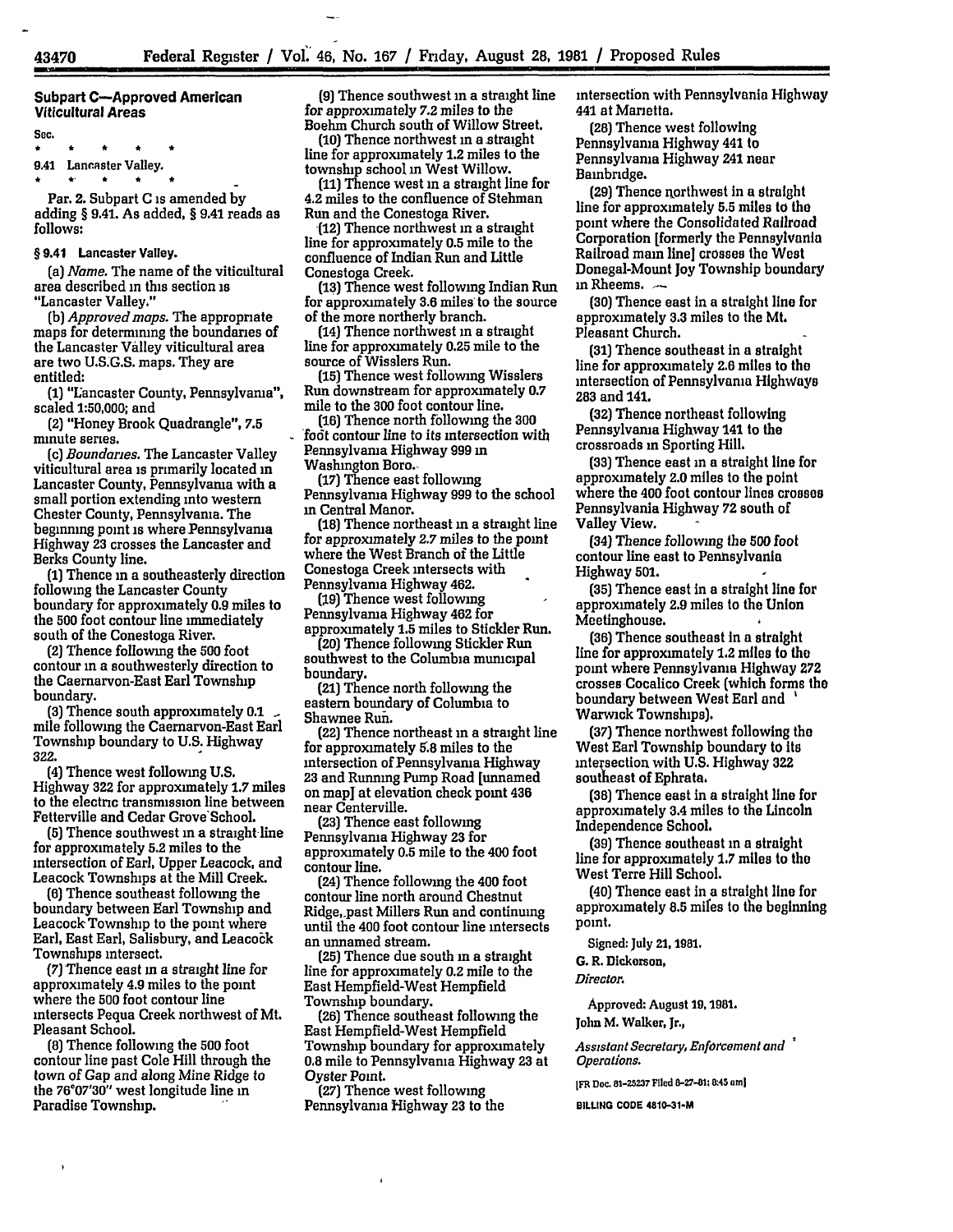### Subpart C—Approved American Viticultural Areas

Sec.

\* \* \* \* \*

9.41 Lancaster Valley.

\* \* \* \* \*

Par. 2. Subpart C is amended by adding § 9.41. As added, § 9.41 reads as follows:

**§ 9.41 Lancaster Valley.**

(a) *Name.* The name of the viticultural area described in this section is "Lancaster Valley."

(b) *Approved maps.* The appropriate maps for determining the boundaries of the Lancaster Valley viticultural area are two U.S.G.S. maps. They are entitled:

(1) "Lancaster County, Pennsylvania", scaled 1:50,000; and

(2) "Honey Brook Quadrangle", 7.5 minute series.

(c) *Boundaries.* The Lancaster Valley viticultural area is primarily located in Lancaster County, Pennsylvania with a small portion extending into western Chester County, Pennsylvania. The beginning point is where Pennsylvania Highway 23 crosses the Lancaster and Berks County line.

(1) Thence in a southeasterly direction following the Lancaster County boundary for approximately 0.9 miles to the 500 foot contour line immediately south of the Conestoga River.

(2) Thence following the 500 foot contour in a southwesterly direction to the Caernarvon-East Earl Township boundary.

(3) Thence south approximately 0.1 mile following the Caernarvon-East Earl Township boundary to U.S. Highway 322.

(4) Thence west following U.S. Highway 322 for approximately 1.7 miles to the electric transmission line between Fetterville and Cedar Grove School.

(5) Thence southwest in a straight line for approximately 5.2 miles to the intersection of Earl, Upper Leacock, and Leacock Townships at the Mill Creek.

(6) Thence southeast following the boundary between Earl Township and Leacock Township to the point where Earl, East Earl, Salisbury, and Leacock Townships intersect.

(7) Thence east in a straight line for approximately 4.9 miles to the point where the 500 foot contour line intersects Pequa Creek northwest of Mt. Pleasant School.

(8) Thence following the 500 foot contour line past Cole Hill through the town of Gap and along Mine Ridge to the 76°07'30" west longitude line in Paradise Township.

(9) Thence southwest in a straight line for approximately 7.2 miles to the Boehm Church south of Willow Street.

(10) Thence northwest in a straight line for approximately 1.2 miles to the township school in West Willow.

(11) Thence west in a straight line for 4.2 miles to the confluence of Stehman Run and the Conestoga River.

(12) Thence northwest in a straight line for approximately 0.5 mile to the confluence of Indian Run and Little Conestoga Creek.

(13) Thence west following Indian Run for approximately 3.6 miles to the source of the more northerly branch.

(14) Thence northwest in a straight line for approximately 0.25 mile to the source of Wisslers Run.

(15) Thence west following Wisslers Run downstream for approximately 0.7 mile to the 300 foot contour line.

(16) Thence north following the 300 foot contour line to its intersection with Pennsylvania Highway 999 in Washington Boro.

(17) Thence east following Pennsylvania Highway 999 to the school in Central Manor.

(18) Thence northeast in a straight line for approximately 2.7 miles to the point where the West Branch of the Little Conestoga Creek intersects with Pennsylvania Highway 462.

(19) Thence west following Pennsylvania Highway 462 for approximately 1.5 miles to Stickler Run.

(20) Thence following Stickler Run southwest to the Columbia municipal boundary.

(21) Thence north following the eastern boundary of Columbia to Shawnee Run.

(22) Thence northeast in a straight line for approximately 5.8 miles to the intersection of Pennsylvania Highway 23 and Running Pump Road [unnamed on map] at elevation check point 436 near Centerville.

(23) Thence east following Pennsylvania Highway 23 for approximately 0.5 mile to the 400 foot contour line.

(24) Thence following the 400 foot contour line north around Chestnut Ridge, past Millers Run and continuing until the 400 foot contour line intersects an unnamed stream.

(25) Thence due south in a straight line for approximately 0.2 mile to the East Hempfield-West Hempfield Township boundary.

(26) Thence southeast following the East Hempfield-West Hempfield Township boundary for approximately 0.8 mile to Pennsylvania Highway 23 at Oyster Point.

(27) Thence west following Pennsylvania Highway 23 to the intersection with Pennsylvania Highway 441 at Marietta.

(28) Thence west following Pennsylvania Highway 441 to Pennsylvania Highway 241 near Bainbridge.

(29) Thence northwest in a straight line for approximately 5.5 miles to the point where the Consolidated Railroad Corporation [formerly the Pennsylvania Railroad main line] crosses the West Donegal-Mount Joy Township boundary in Rheems.

(30) Thence east in a straight line for approximately 3.3 miles to the Mt. Pleasant Church.

(31) Thence southeast in a straight line for approximately 2.6 miles to the intersection of Pennsylvania Highways 283 and 141.

(32) Thence northeast following Pennsylvania Highway 141 to the crossroads in Sporting Hill.

(33) Thence east in a straight line for approximately 2.0 miles to the point where the 400 foot contour lines crosses Pennsylvania Highway 72 south of Valley View.

(34) Thence following the 500 foot contour line east to Pennsylvania Highway 501.

(35) Thence east in a straight line for approximately 2.9 miles to the Union Meetinghouse.

(36) Thence southeast in a straight line for approximately 1.2 miles to the point where Pennsylvania Highway 272 crosses Cocalico Creek (which forms the boundary between West Earl and Warwick Townships).

(37) Thence northwest following the West Earl Township boundary to its intersection with U.S. Highway 322 southeast of Ephrata.

(38) Thence east in a straight line for approximately 3.4 miles to the Lincoln Independence School.

(39) Thence southeast in a straight line for approximately 1.7 miles to the West Terre Hill School.

(40) Thence east in a straight line for approximately 8.5 miles to the beginning point.

Signed: July 21, 1981.

G. R. Dickerson,

*Director.*

Approved: August 19, 1981.

John M. Walker, Jr.,

*Assistant Secretary, Enforcement and Operations.*

[FR Doc. 81-25237 Filed 8-27-81; 8:45 am]

BILLING CODE 4810-31-M